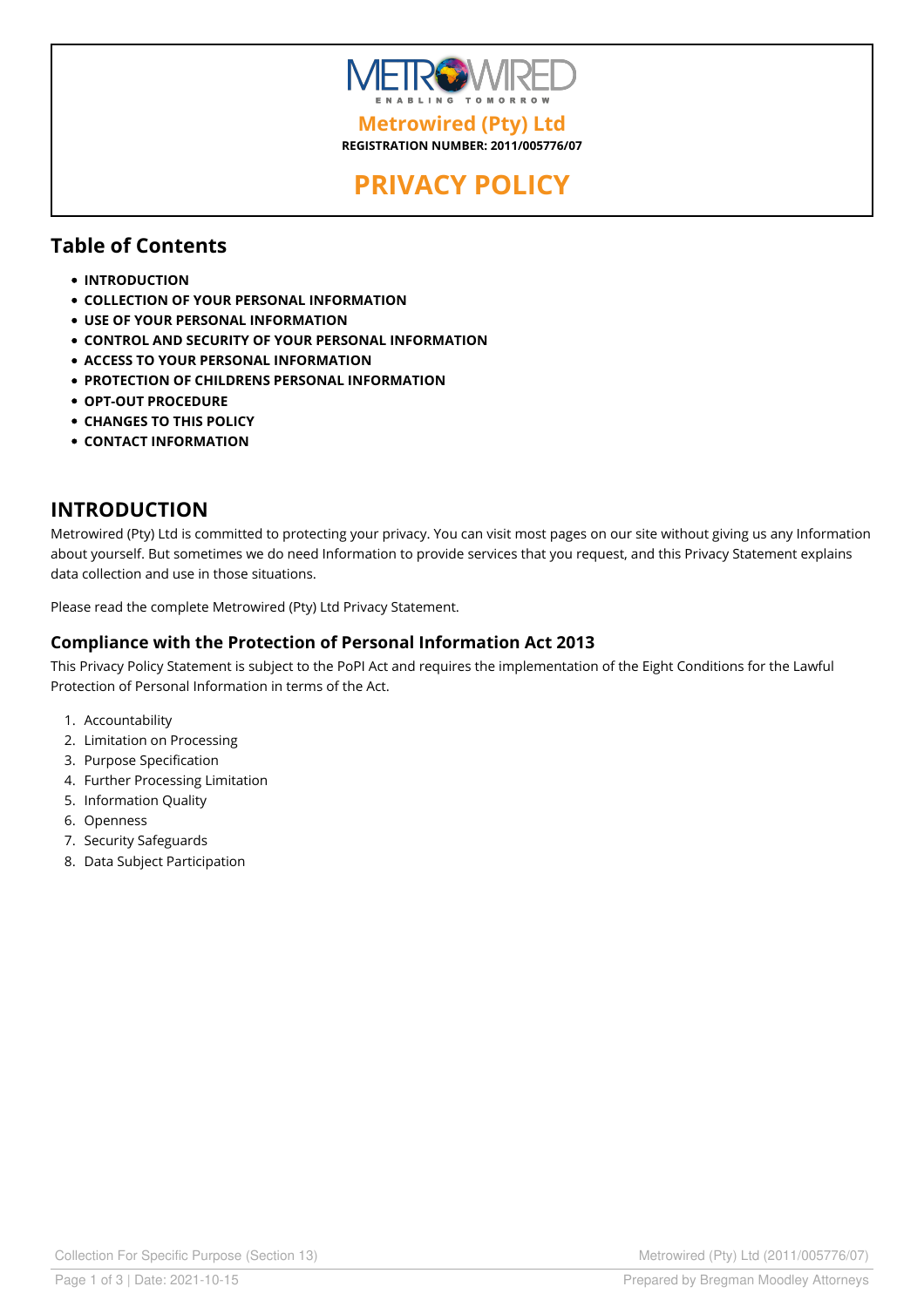# Metrowired (Pty) Ltd

**REGISTRATION NUMBER: 2011/005776/07**

# PRIVACY POLICY

## Table of Contents

- **INTRODUCTION**
- **COLLECTION OF YOUR PERSONAL INFORMATION**
- **USE OF YOUR PERSONAL INFORMATION**
- **CONTROL AND SECURITY OF YOUR PERSONAL INFORMATION**
- **ACCESS TO YOUR PERSONAL INFORMATION**
- **PROTECTION OF CHILDRENS PERSONAL INFORMATION**
- **OPT-OUT PROCEDURE**
- **CHANGES TO THIS POLICY**
- **CONTACT INFORMATION**

## INTRODUCTION

Metrowired (Pty) Ltd is committed to protecting your privacy. You can visit most pages on our site without giving us any Information about yourself. But sometimes we do need Information to provide services that you request, and this Privacy Statement explains data collection and use in those situations.

Please read the complete Metrowired (Pty) Ltd Privacy Statement.

### Compliance with the Protection of Personal Information Act 2013

This Privacy Policy Statement is subject to the PoPI Act and requires the implementation of the Eight Conditions for the Lawful Protection of Personal Information in terms of the Act.

1. Accountability
2. Limitation on Processing
3. Purpose Specification
4. Further Processing Limitation
5. Information Quality
6. Openness
7. Security Safeguards
8. Data Subject Participation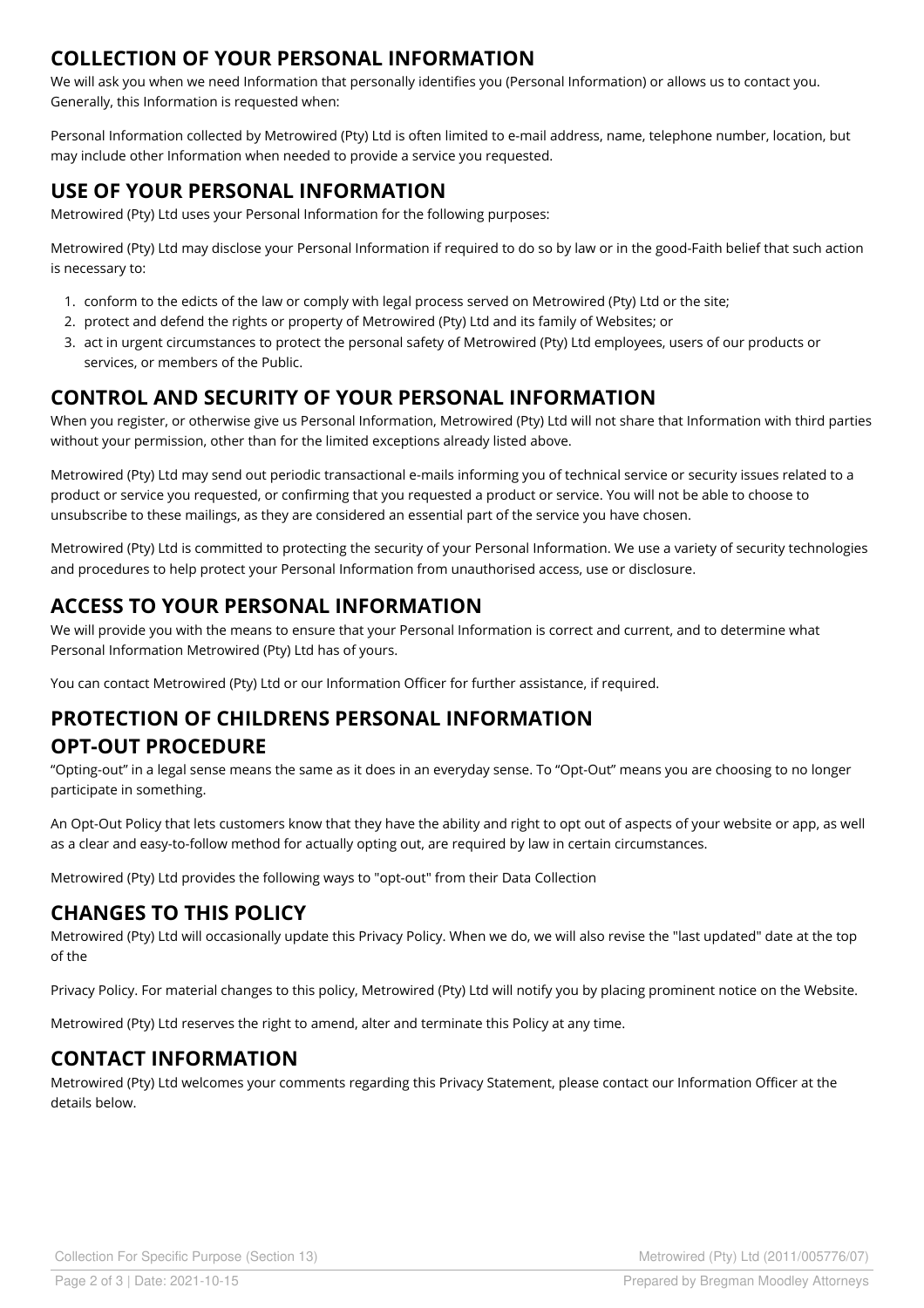## COLLECTION OF YOUR PERSONAL INFORMATION

We will ask you when we need Information that personally identifies you (Personal Information) or allows us to contact you. Generally, this Information is requested when:

Personal Information collected by Metrowired (Pty) Ltd is often limited to e-mail address, name, telephone number, location, but may include other Information when needed to provide a service you requested.

## USE OF YOUR PERSONAL INFORMATION

Metrowired (Pty) Ltd uses your Personal Information for the following purposes:

Metrowired (Pty) Ltd may disclose your Personal Information if required to do so by law or in the good-Faith belief that such action is necessary to:

1. conform to the edicts of the law or comply with legal process served on Metrowired (Pty) Ltd or the site;
2. protect and defend the rights or property of Metrowired (Pty) Ltd and its family of Websites; or
3. act in urgent circumstances to protect the personal safety of Metrowired (Pty) Ltd employees, users of our products or services, or members of the Public.

## CONTROL AND SECURITY OF YOUR PERSONAL INFORMATION

When you register, or otherwise give us Personal Information, Metrowired (Pty) Ltd will not share that Information with third parties without your permission, other than for the limited exceptions already listed above.

Metrowired (Pty) Ltd may send out periodic transactional e-mails informing you of technical service or security issues related to a product or service you requested, or confirming that you requested a product or service. You will not be able to choose to unsubscribe to these mailings, as they are considered an essential part of the service you have chosen.

Metrowired (Pty) Ltd is committed to protecting the security of your Personal Information. We use a variety of security technologies and procedures to help protect your Personal Information from unauthorised access, use or disclosure.

## ACCESS TO YOUR PERSONAL INFORMATION

We will provide you with the means to ensure that your Personal Information is correct and current, and to determine what Personal Information Metrowired (Pty) Ltd has of yours.

You can contact Metrowired (Pty) Ltd or our Information Officer for further assistance, if required.

## PROTECTION OF CHILDRENS PERSONAL INFORMATION

## OPT-OUT PROCEDURE

“Opting-out” in a legal sense means the same as it does in an everyday sense. To “Opt-Out” means you are choosing to no longer participate in something.

An Opt-Out Policy that lets customers know that they have the ability and right to opt out of aspects of your website or app, as well as a clear and easy-to-follow method for actually opting out, are required by law in certain circumstances.

Metrowired (Pty) Ltd provides the following ways to "opt-out" from their Data Collection

## CHANGES TO THIS POLICY

Metrowired (Pty) Ltd will occasionally update this Privacy Policy. When we do, we will also revise the "last updated" date at the top of the

Privacy Policy. For material changes to this policy, Metrowired (Pty) Ltd will notify you by placing prominent notice on the Website.

Metrowired (Pty) Ltd reserves the right to amend, alter and terminate this Policy at any time.

## CONTACT INFORMATION

Metrowired (Pty) Ltd welcomes your comments regarding this Privacy Statement, please contact our Information Officer at the details below.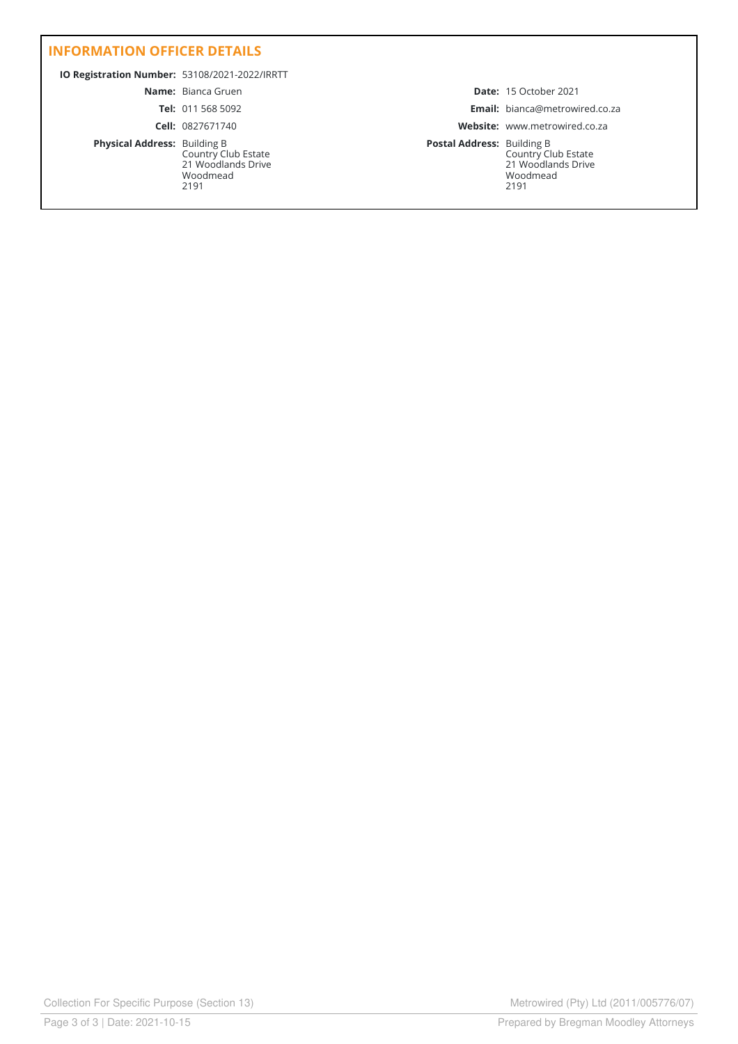## INFORMATION OFFICER DETAILS

**IO Registration Number:** 53108/2021-2022/IRRTT

**Name:** Bianca Gruen

**Tel:** 011 568 5092

**Cell:** 0827671740

**Physical Address:** Building B
Country Club Estate
21 Woodlands Drive
Woodmead
2191

**Date:** 15 October 2021

**Email:** bianca@metrowired.co.za

**Website:** www.metrowired.co.za

**Postal Address:** Building B
Country Club Estate
21 Woodlands Drive
Woodmead
2191